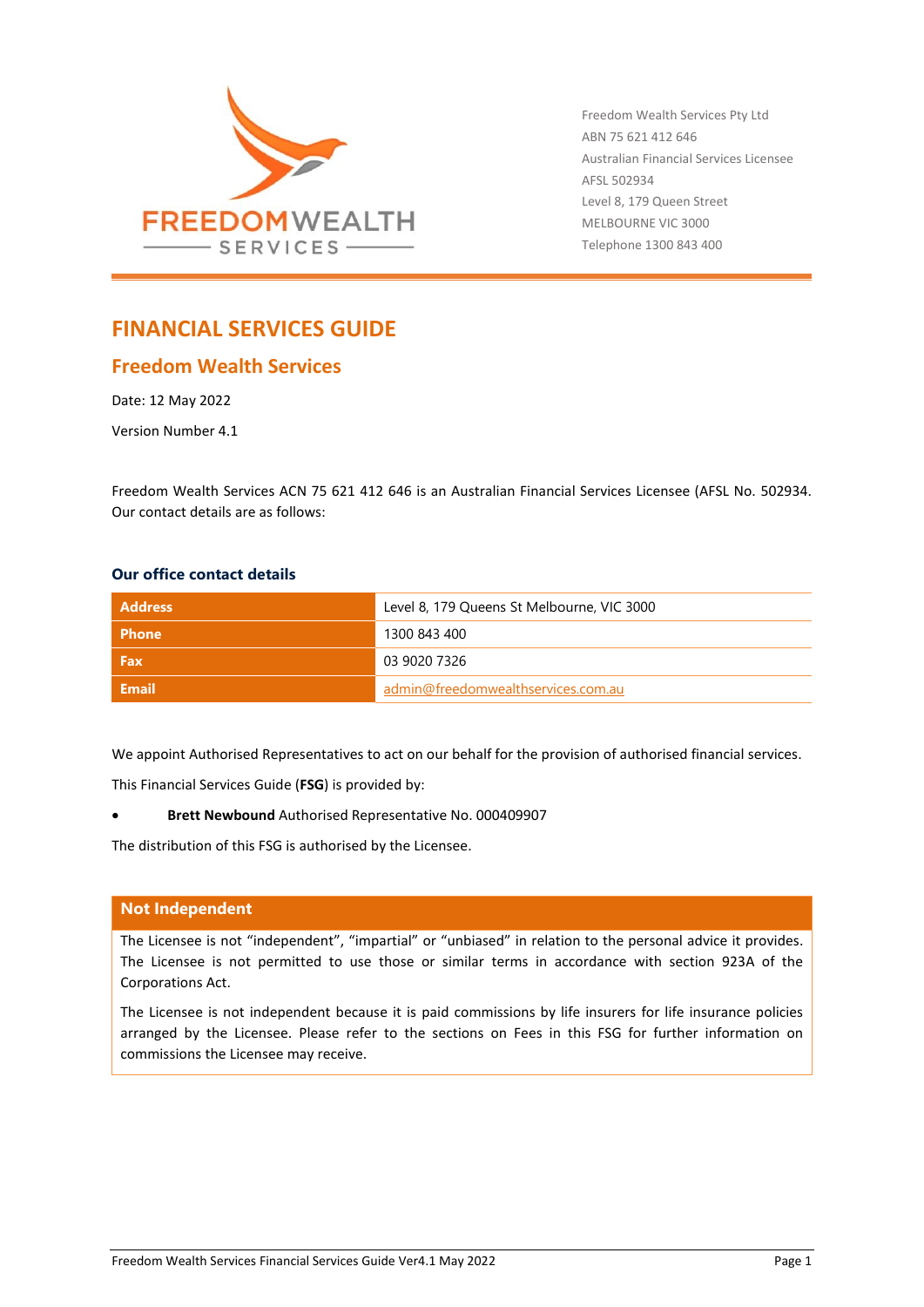Freedom Wealth Services Pty Ltd
ABN 75 621 412 646
Australian Financial Services Licensee
AFSL 502934
Level 8, 179 Queen Street
MELBOURNE VIC 3000
Telephone 1300 843 400

# FINANCIAL SERVICES GUIDE

## Freedom Wealth Services

Date: 12 May 2022

Version Number 4.1

Freedom Wealth Services ACN 75 621 412 646 is an Australian Financial Services Licensee (AFSL No. 502934. Our contact details are as follows:

### Our office contact details

| | |
|---|---|
| **Address** | Level 8, 179 Queens St Melbourne, VIC 3000 |
| **Phone** | 1300 843 400 |
| **Fax** | 03 9020 7326 |
| **Email** | admin@freedomwealthservices.com.au |

We appoint Authorised Representatives to act on our behalf for the provision of authorised financial services.

This Financial Services Guide (**FSG**) is provided by:

- **Brett Newbound** Authorised Representative No. 000409907

The distribution of this FSG is authorised by the Licensee.

### Not Independent

The Licensee is not "independent", "impartial" or "unbiased" in relation to the personal advice it provides. The Licensee is not permitted to use those or similar terms in accordance with section 923A of the Corporations Act.

The Licensee is not independent because it is paid commissions by life insurers for life insurance policies arranged by the Licensee. Please refer to the sections on Fees in this FSG for further information on commissions the Licensee may receive.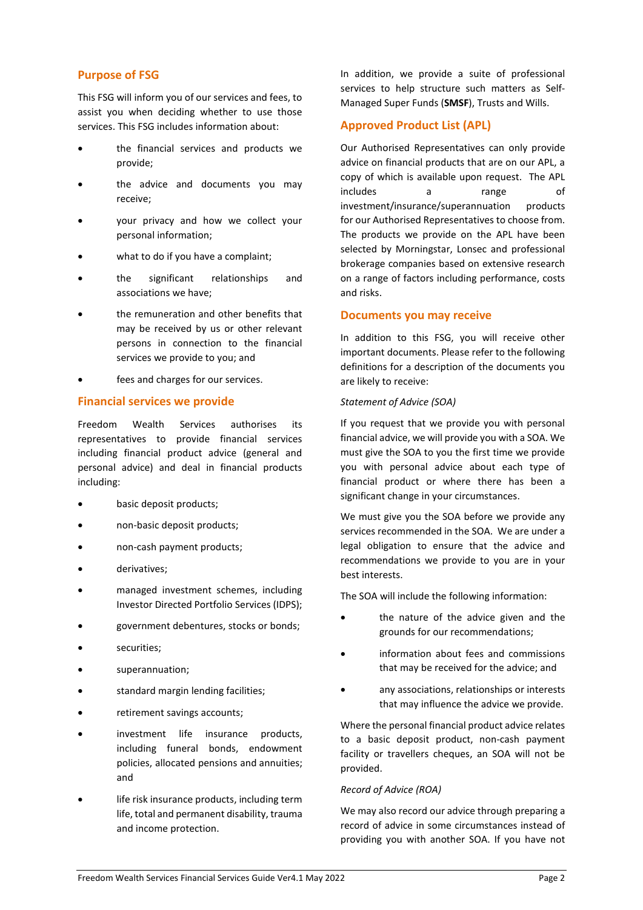## Purpose of FSG

This FSG will inform you of our services and fees, to assist you when deciding whether to use those services. This FSG includes information about:

- the financial services and products we provide;
- the advice and documents you may receive;
- your privacy and how we collect your personal information;
- what to do if you have a complaint;
- the significant relationships and associations we have;
- the remuneration and other benefits that may be received by us or other relevant persons in connection to the financial services we provide to you; and
- fees and charges for our services.

## Financial services we provide

Freedom Wealth Services authorises its representatives to provide financial services including financial product advice (general and personal advice) and deal in financial products including:

- basic deposit products;
- non-basic deposit products;
- non-cash payment products;
- derivatives;
- managed investment schemes, including Investor Directed Portfolio Services (IDPS);
- government debentures, stocks or bonds;
- securities;
- superannuation;
- standard margin lending facilities;
- retirement savings accounts;
- investment life insurance products, including funeral bonds, endowment policies, allocated pensions and annuities; and
- life risk insurance products, including term life, total and permanent disability, trauma and income protection.

In addition, we provide a suite of professional services to help structure such matters as Self-Managed Super Funds (**SMSF**), Trusts and Wills.

## Approved Product List (APL)

Our Authorised Representatives can only provide advice on financial products that are on our APL, a copy of which is available upon request. The APL includes a range of investment/insurance/superannuation products for our Authorised Representatives to choose from. The products we provide on the APL have been selected by Morningstar, Lonsec and professional brokerage companies based on extensive research on a range of factors including performance, costs and risks.

## Documents you may receive

In addition to this FSG, you will receive other important documents. Please refer to the following definitions for a description of the documents you are likely to receive:

*Statement of Advice (SOA)*

If you request that we provide you with personal financial advice, we will provide you with a SOA. We must give the SOA to you the first time we provide you with personal advice about each type of financial product or where there has been a significant change in your circumstances.

We must give you the SOA before we provide any services recommended in the SOA. We are under a legal obligation to ensure that the advice and recommendations we provide to you are in your best interests.

The SOA will include the following information:

- the nature of the advice given and the grounds for our recommendations;
- information about fees and commissions that may be received for the advice; and
- any associations, relationships or interests that may influence the advice we provide.

Where the personal financial product advice relates to a basic deposit product, non-cash payment facility or travellers cheques, an SOA will not be provided.

*Record of Advice (ROA)*

We may also record our advice through preparing a record of advice in some circumstances instead of providing you with another SOA. If you have not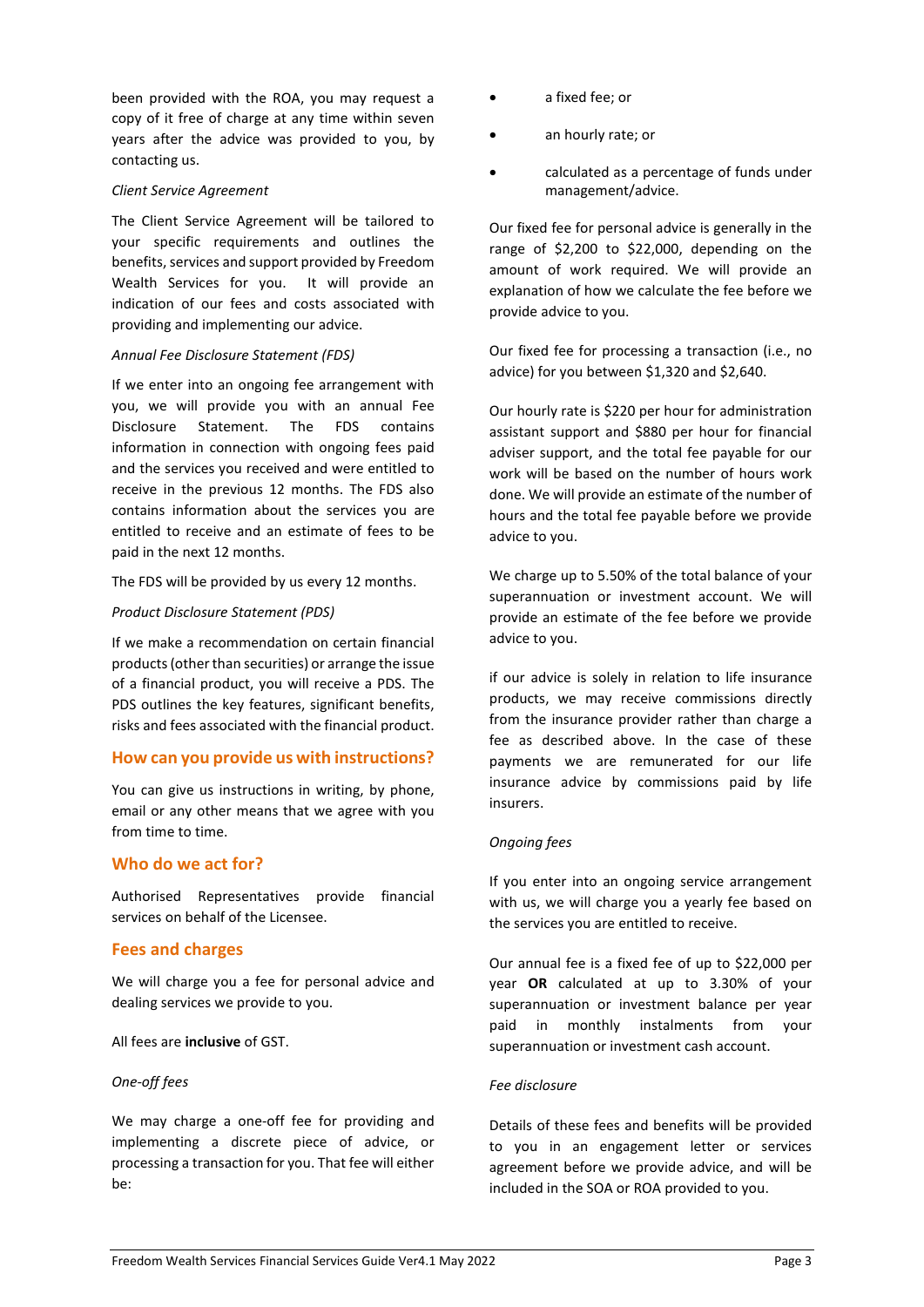been provided with the ROA, you may request a copy of it free of charge at any time within seven years after the advice was provided to you, by contacting us.

*Client Service Agreement*

The Client Service Agreement will be tailored to your specific requirements and outlines the benefits, services and support provided by Freedom Wealth Services for you. It will provide an indication of our fees and costs associated with providing and implementing our advice.

*Annual Fee Disclosure Statement (FDS)*

If we enter into an ongoing fee arrangement with you, we will provide you with an annual Fee Disclosure Statement. The FDS contains information in connection with ongoing fees paid and the services you received and were entitled to receive in the previous 12 months. The FDS also contains information about the services you are entitled to receive and an estimate of fees to be paid in the next 12 months.

The FDS will be provided by us every 12 months.

*Product Disclosure Statement (PDS)*

If we make a recommendation on certain financial products (other than securities) or arrange the issue of a financial product, you will receive a PDS. The PDS outlines the key features, significant benefits, risks and fees associated with the financial product.

## How can you provide us with instructions?

You can give us instructions in writing, by phone, email or any other means that we agree with you from time to time.

## Who do we act for?

Authorised Representatives provide financial services on behalf of the Licensee.

## Fees and charges

We will charge you a fee for personal advice and dealing services we provide to you.

All fees are **inclusive** of GST.

*One-off fees*

We may charge a one-off fee for providing and implementing a discrete piece of advice, or processing a transaction for you. That fee will either be:

- a fixed fee; or
- an hourly rate; or
- calculated as a percentage of funds under management/advice.

Our fixed fee for personal advice is generally in the range of $2,200 to $22,000, depending on the amount of work required. We will provide an explanation of how we calculate the fee before we provide advice to you.

Our fixed fee for processing a transaction (i.e., no advice) for you between $1,320 and $2,640.

Our hourly rate is $220 per hour for administration assistant support and $880 per hour for financial adviser support, and the total fee payable for our work will be based on the number of hours work done. We will provide an estimate of the number of hours and the total fee payable before we provide advice to you.

We charge up to 5.50% of the total balance of your superannuation or investment account. We will provide an estimate of the fee before we provide advice to you.

if our advice is solely in relation to life insurance products, we may receive commissions directly from the insurance provider rather than charge a fee as described above. In the case of these payments we are remunerated for our life insurance advice by commissions paid by life insurers.

*Ongoing fees*

If you enter into an ongoing service arrangement with us, we will charge you a yearly fee based on the services you are entitled to receive.

Our annual fee is a fixed fee of up to $22,000 per year **OR** calculated at up to 3.30% of your superannuation or investment balance per year paid in monthly instalments from your superannuation or investment cash account.

*Fee disclosure*

Details of these fees and benefits will be provided to you in an engagement letter or services agreement before we provide advice, and will be included in the SOA or ROA provided to you.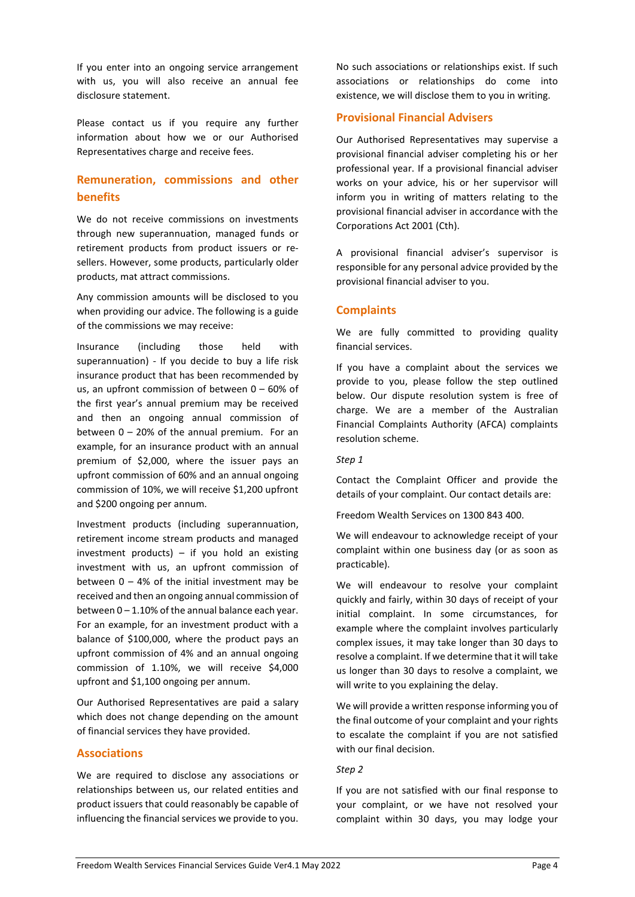If you enter into an ongoing service arrangement with us, you will also receive an annual fee disclosure statement.

Please contact us if you require any further information about how we or our Authorised Representatives charge and receive fees.

## Remuneration, commissions and other benefits

We do not receive commissions on investments through new superannuation, managed funds or retirement products from product issuers or re-sellers. However, some products, particularly older products, mat attract commissions.

Any commission amounts will be disclosed to you when providing our advice. The following is a guide of the commissions we may receive:

Insurance (including those held with superannuation) - If you decide to buy a life risk insurance product that has been recommended by us, an upfront commission of between 0 – 60% of the first year's annual premium may be received and then an ongoing annual commission of between 0 – 20% of the annual premium. For an example, for an insurance product with an annual premium of $2,000, where the issuer pays an upfront commission of 60% and an annual ongoing commission of 10%, we will receive $1,200 upfront and $200 ongoing per annum.

Investment products (including superannuation, retirement income stream products and managed investment products) – if you hold an existing investment with us, an upfront commission of between 0 – 4% of the initial investment may be received and then an ongoing annual commission of between 0 – 1.10% of the annual balance each year. For an example, for an investment product with a balance of $100,000, where the product pays an upfront commission of 4% and an annual ongoing commission of 1.10%, we will receive $4,000 upfront and $1,100 ongoing per annum.

Our Authorised Representatives are paid a salary which does not change depending on the amount of financial services they have provided.

## Associations

We are required to disclose any associations or relationships between us, our related entities and product issuers that could reasonably be capable of influencing the financial services we provide to you.

No such associations or relationships exist. If such associations or relationships do come into existence, we will disclose them to you in writing.

## Provisional Financial Advisers

Our Authorised Representatives may supervise a provisional financial adviser completing his or her professional year. If a provisional financial adviser works on your advice, his or her supervisor will inform you in writing of matters relating to the provisional financial adviser in accordance with the Corporations Act 2001 (Cth).

A provisional financial adviser's supervisor is responsible for any personal advice provided by the provisional financial adviser to you.

## Complaints

We are fully committed to providing quality financial services.

If you have a complaint about the services we provide to you, please follow the step outlined below. Our dispute resolution system is free of charge. We are a member of the Australian Financial Complaints Authority (AFCA) complaints resolution scheme.

*Step 1*

Contact the Complaint Officer and provide the details of your complaint. Our contact details are:

Freedom Wealth Services on 1300 843 400.

We will endeavour to acknowledge receipt of your complaint within one business day (or as soon as practicable).

We will endeavour to resolve your complaint quickly and fairly, within 30 days of receipt of your initial complaint. In some circumstances, for example where the complaint involves particularly complex issues, it may take longer than 30 days to resolve a complaint. If we determine that it will take us longer than 30 days to resolve a complaint, we will write to you explaining the delay.

We will provide a written response informing you of the final outcome of your complaint and your rights to escalate the complaint if you are not satisfied with our final decision.

*Step 2*

If you are not satisfied with our final response to your complaint, or we have not resolved your complaint within 30 days, you may lodge your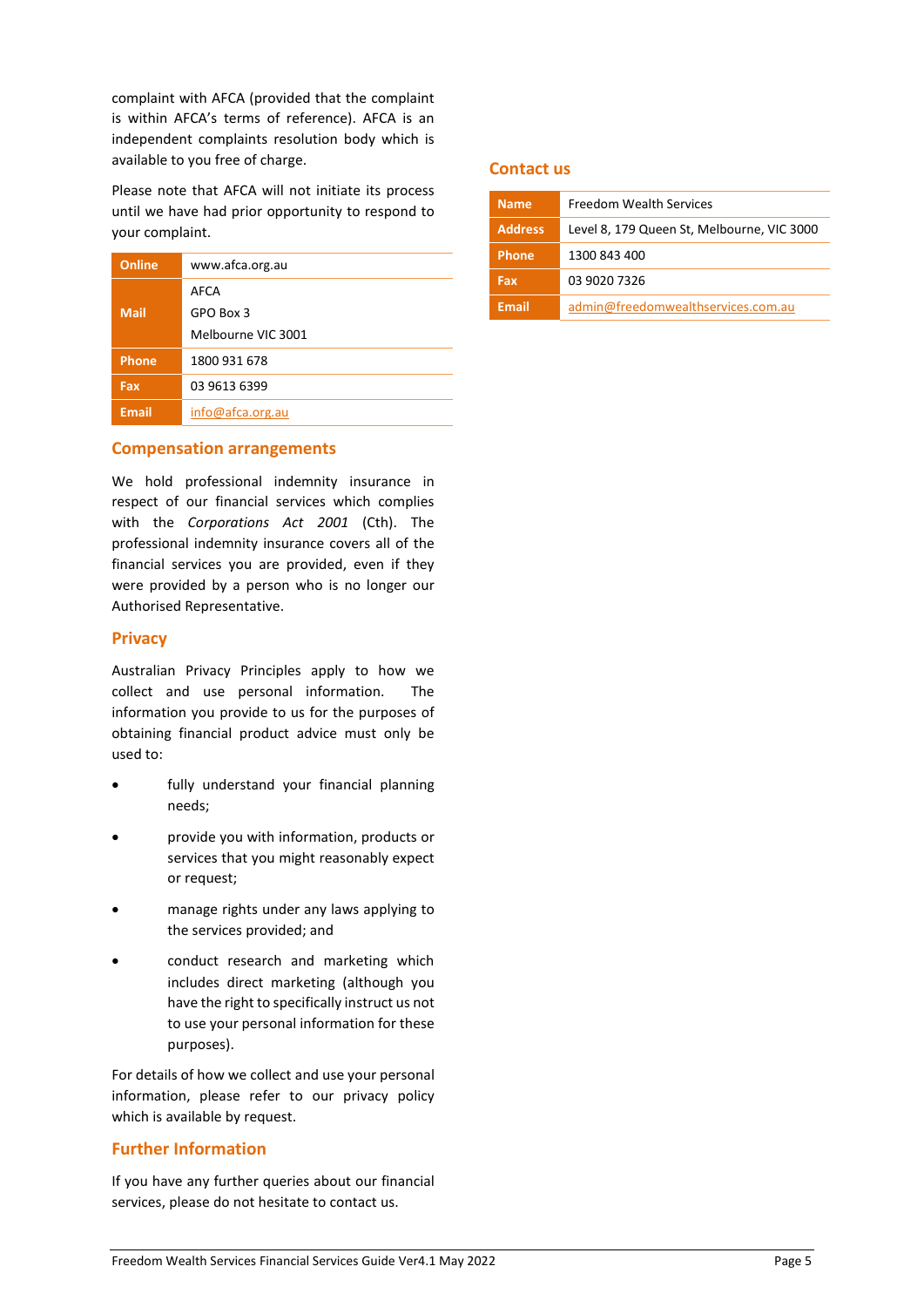complaint with AFCA (provided that the complaint is within AFCA's terms of reference). AFCA is an independent complaints resolution body which is available to you free of charge.

Please note that AFCA will not initiate its process until we have had prior opportunity to respond to your complaint.

| | |
|---|---|
| **Online** | www.afca.org.au |
| **Mail** | AFCA<br>GPO Box 3<br>Melbourne VIC 3001 |
| **Phone** | 1800 931 678 |
| **Fax** | 03 9613 6399 |
| **Email** | info@afca.org.au |

## Compensation arrangements

We hold professional indemnity insurance in respect of our financial services which complies with the *Corporations Act 2001* (Cth). The professional indemnity insurance covers all of the financial services you are provided, even if they were provided by a person who is no longer our Authorised Representative.

## Privacy

Australian Privacy Principles apply to how we collect and use personal information. The information you provide to us for the purposes of obtaining financial product advice must only be used to:

- fully understand your financial planning needs;
- provide you with information, products or services that you might reasonably expect or request;
- manage rights under any laws applying to the services provided; and
- conduct research and marketing which includes direct marketing (although you have the right to specifically instruct us not to use your personal information for these purposes).

For details of how we collect and use your personal information, please refer to our privacy policy which is available by request.

## Further Information

If you have any further queries about our financial services, please do not hesitate to contact us.

## Contact us

| | |
|---|---|
| **Name** | Freedom Wealth Services |
| **Address** | Level 8, 179 Queen St, Melbourne, VIC 3000 |
| **Phone** | 1300 843 400 |
| **Fax** | 03 9020 7326 |
| **Email** | admin@freedomwealthservices.com.au |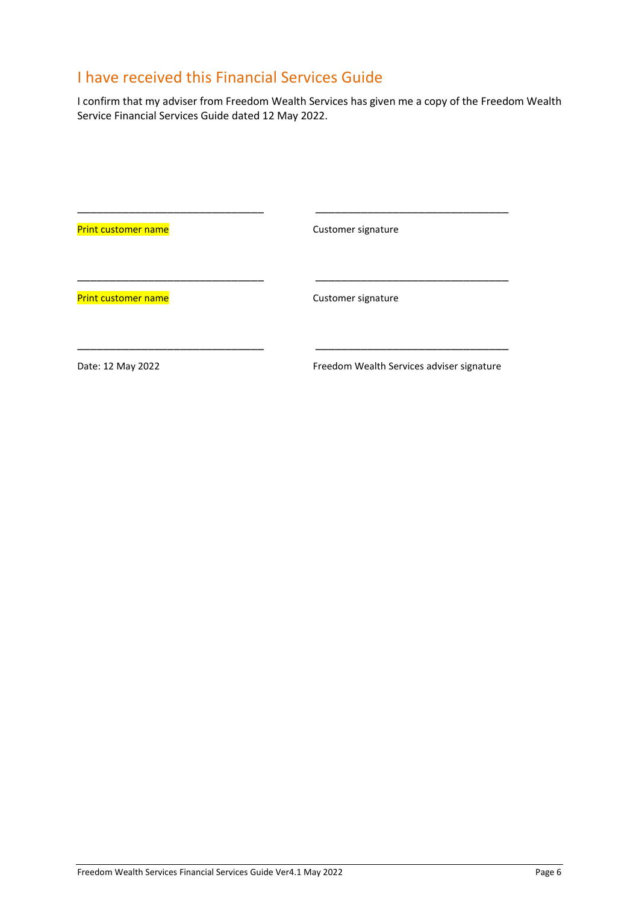## I have received this Financial Services Guide

I confirm that my adviser from Freedom Wealth Services has given me a copy of the Freedom Wealth Service Financial Services Guide dated 12 May 2022.

| | |
|---|---|
| ______________________________ | ______________________________ |
| Print customer name | Customer signature |
| ______________________________ | ______________________________ |
| Print customer name | Customer signature |
| ______________________________ | ______________________________ |
| Date: 12 May 2022 | Freedom Wealth Services adviser signature |